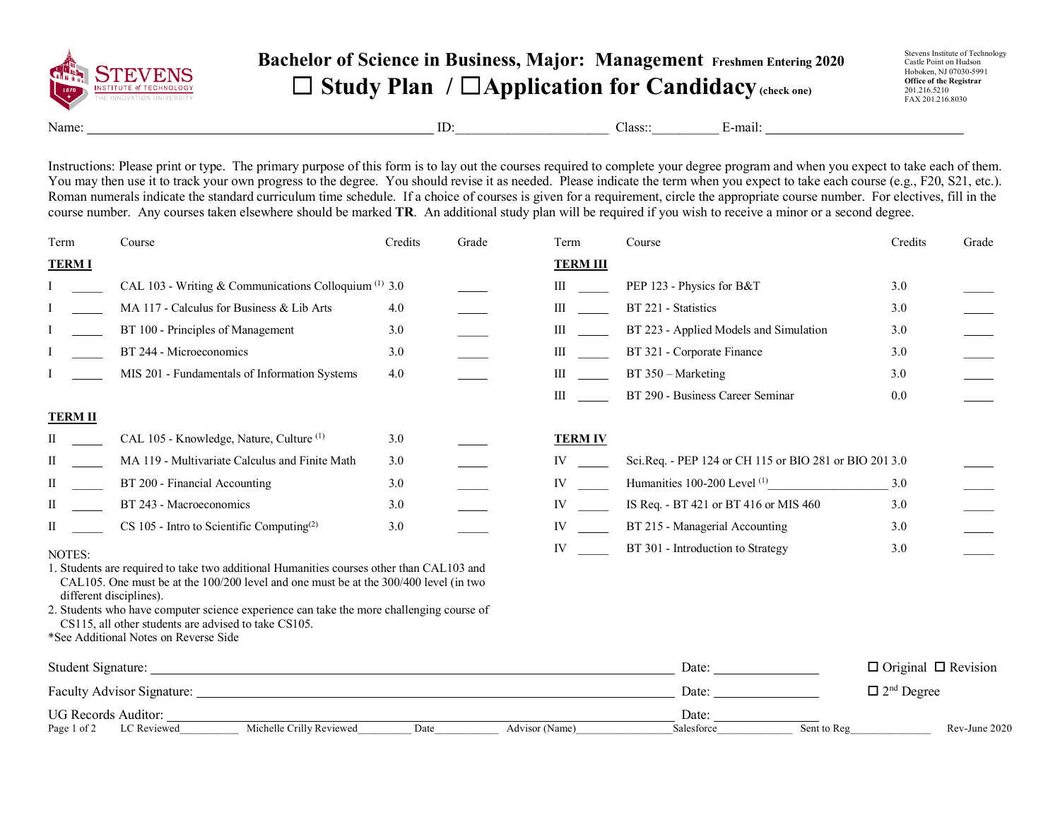# Bachelor of Science in Business, Major: Management Freshmen Entering 2020

## ☐ Study Plan / ☐ Application for Candidacy (check one)

Stevens Institute of Technology
Castle Point on Hudson
Hoboken, NJ 07030-5991
**Office of the Registrar**
201.216.5210
FAX 201.216.8030

Name: ______________________ ID: ______________________ Class:: __________ E-mail: ______________________

Instructions: Please print or type. The primary purpose of this form is to lay out the courses required to complete your degree program and when you expect to take each of them. You may then use it to track your own progress to the degree. You should revise it as needed. Please indicate the term when you expect to take each course (e.g., F20, S21, etc.). Roman numerals indicate the standard curriculum time schedule. If a choice of courses is given for a requirement, circle the appropriate course number. For electives, fill in the course number. Any courses taken elsewhere should be marked **TR**. An additional study plan will be required if you wish to receive a minor or a second degree.

| Term | | Course | Credits | Grade |
|---|---|---|---|---|
| **TERM I** | | | | |
| I | _____ | CAL 103 - Writing & Communications Colloquium [1] | 3.0 | _____ |
| I | _____ | MA 117 - Calculus for Business & Lib Arts | 4.0 | _____ |
| I | _____ | BT 100 - Principles of Management | 3.0 | _____ |
| I | _____ | BT 244 - Microeconomics | 3.0 | _____ |
| I | _____ | MIS 201 - Fundamentals of Information Systems | 4.0 | _____ |
| **TERM II** | | | | |
| II | _____ | CAL 105 - Knowledge, Nature, Culture [1] | 3.0 | _____ |
| II | _____ | MA 119 - Multivariate Calculus and Finite Math | 3.0 | _____ |
| II | _____ | BT 200 - Financial Accounting | 3.0 | _____ |
| II | _____ | BT 243 - Macroeconomics | 3.0 | _____ |
| II | _____ | CS 105 - Intro to Scientific Computing[2] | 3.0 | _____ |
| **TERM III** | | | | |
| III | _____ | PEP 123 - Physics for B&T | 3.0 | _____ |
| III | _____ | BT 221 - Statistics | 3.0 | _____ |
| III | _____ | BT 223 - Applied Models and Simulation | 3.0 | _____ |
| III | _____ | BT 321 - Corporate Finance | 3.0 | _____ |
| III | _____ | BT 350 – Marketing | 3.0 | _____ |
| III | _____ | BT 290 - Business Career Seminar | 0.0 | _____ |
| **TERM IV** | | | | |
| IV | _____ | Sci.Req. - PEP 124 or CH 115 or BIO 281 or BIO 201 | 3.0 | _____ |
| IV | _____ | Humanities 100-200 Level [1] ___________________ | 3.0 | _____ |
| IV | _____ | IS Req. - BT 421 or BT 416 or MIS 460 | 3.0 | _____ |
| IV | _____ | BT 215 - Managerial Accounting | 3.0 | _____ |
| IV | _____ | BT 301 - Introduction to Strategy | 3.0 | _____ |

NOTES:
1. Students are required to take two additional Humanities courses other than CAL103 and CAL105. One must be at the 100/200 level and one must be at the 300/400 level (in two different disciplines).
2. Students who have computer science experience can take the more challenging course of CS115, all other students are advised to take CS105.

*See Additional Notes on Reverse Side

Student Signature: ______________________ Date: ______________ ☐ Original ☐ Revision

Faculty Advisor Signature: ______________________ Date: ______________ ☐ 2nd Degree

UG Records Auditor: ______________________ Date: ______________

LC Reviewed__________ Michelle Crilly Reviewed__________ Date__________ Advisor (Name)__________ Salesforce__________ Sent to Reg__________ Rev-June 2020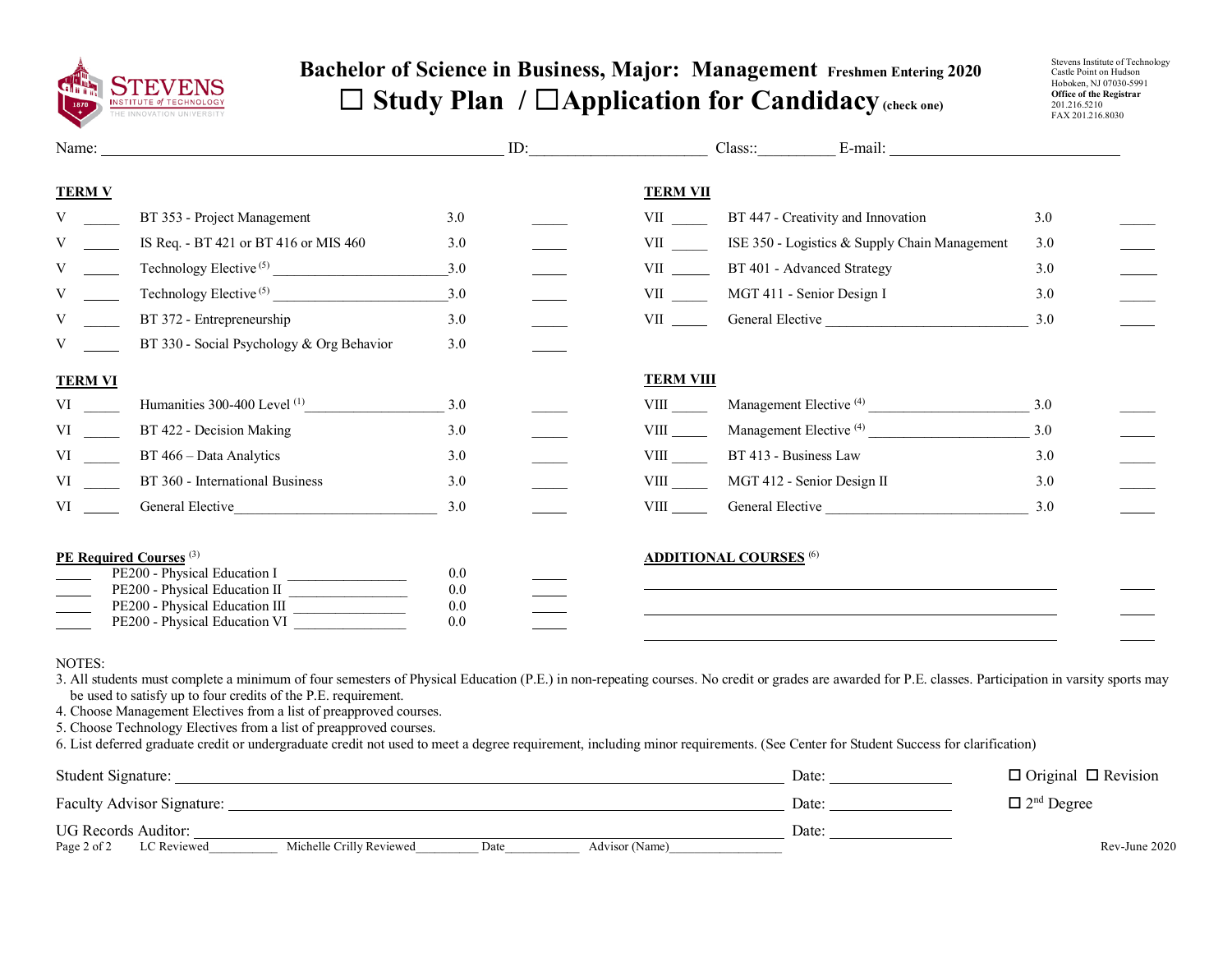# Bachelor of Science in Business, Major: Management Freshmen Entering 2020

## ☐ Study Plan / ☐ Application for Candidacy (check one)

Stevens Institute of Technology
Castle Point on Hudson
Hoboken, NJ 07030-5991
**Office of the Registrar**
201.216.5210
FAX 201.216.8030

Name: ______________________ ID: ______________ Class:: __________ E-mail: ______________________

### TERM V

| | | | | |
|---|---|---|---|---|
| V | _____ | BT 353 - Project Management | 3.0 | _____ |
| V | _____ | IS Req. - BT 421 or BT 416 or MIS 460 | 3.0 | _____ |
| V | _____ | Technology Elective [5] ________________ | 3.0 | _____ |
| V | _____ | Technology Elective [5] ________________ | 3.0 | _____ |
| V | _____ | BT 372 - Entrepreneurship | 3.0 | _____ |
| V | _____ | BT 330 - Social Psychology & Org Behavior | 3.0 | _____ |

### TERM VI

| | | | | |
|---|---|---|---|---|
| VI | _____ | Humanities 300-400 Level [1] ________________ | 3.0 | _____ |
| VI | _____ | BT 422 - Decision Making | 3.0 | _____ |
| VI | _____ | BT 466 – Data Analytics | 3.0 | _____ |
| VI | _____ | BT 360 - International Business | 3.0 | _____ |
| VI | _____ | General Elective ________________ | 3.0 | _____ |

### PE Required Courses [3]

| | | | |
|---|---|---|---|
| _____ | PE200 - Physical Education I ____________ | 0.0 | _____ |
| _____ | PE200 - Physical Education II ____________ | 0.0 | _____ |
| _____ | PE200 - Physical Education III ____________ | 0.0 | _____ |
| _____ | PE200 - Physical Education VI ____________ | 0.0 | _____ |

### TERM VII

| | | | | |
|---|---|---|---|---|
| VII | _____ | BT 447 - Creativity and Innovation | 3.0 | _____ |
| VII | _____ | ISE 350 - Logistics & Supply Chain Management | 3.0 | _____ |
| VII | _____ | BT 401 - Advanced Strategy | 3.0 | _____ |
| VII | _____ | MGT 411 - Senior Design I | 3.0 | _____ |
| VII | _____ | General Elective ________________ | 3.0 | _____ |

### TERM VIII

| | | | | |
|---|---|---|---|---|
| VIII | _____ | Management Elective [4] ________________ | 3.0 | _____ |
| VIII | _____ | Management Elective [4] ________________ | 3.0 | _____ |
| VIII | _____ | BT 413 - Business Law | 3.0 | _____ |
| VIII | _____ | MGT 412 - Senior Design II | 3.0 | _____ |
| VIII | _____ | General Elective ________________ | 3.0 | _____ |

### ADDITIONAL COURSES [6]

| | |
|---|---|
| ________________________________ | _____ |
| ________________________________ | _____ |
| ________________________________ | _____ |

NOTES:

3. All students must complete a minimum of four semesters of Physical Education (P.E.) in non-repeating courses. No credit or grades are awarded for P.E. classes. Participation in varsity sports may be used to satisfy up to four credits of the P.E. requirement.
4. Choose Management Electives from a list of preapproved courses.
5. Choose Technology Electives from a list of preapproved courses.
6. List deferred graduate credit or undergraduate credit not used to meet a degree requirement, including minor requirements. (See Center for Student Success for clarification)

Student Signature: ______________________________ Date: ____________ ☐ Original ☐ Revision

Faculty Advisor Signature: ______________________________ Date: ____________ ☐ 2nd Degree

UG Records Auditor: ______________________________ Date: ____________

LC Reviewed__________ Michelle Crilly Reviewed_________ Date___________ Advisor (Name)_________________

Rev-June 2020